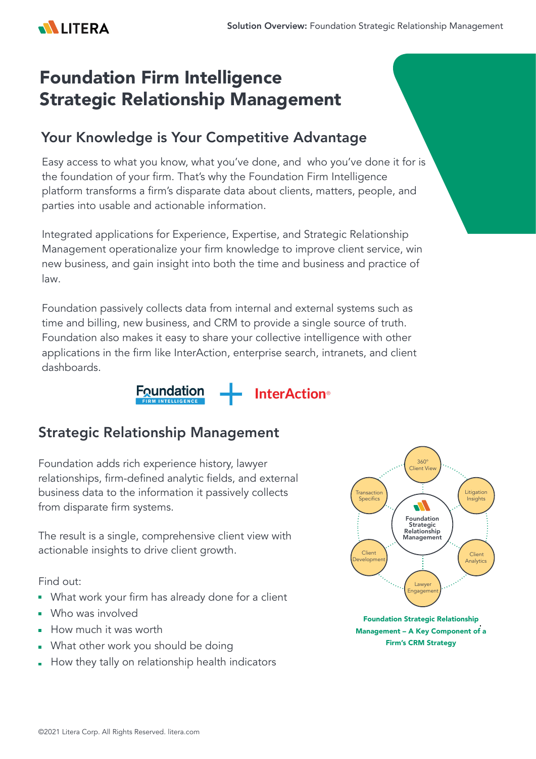# Foundation Firm Intelligence Strategic Relationship Management

## Your Knowledge is Your Competitive Advantage

Easy access to what you know, what you've done, and who you've done it for is the foundation of your firm. That's why the Foundation Firm Intelligence platform transforms a firm's disparate data about clients, matters, people, and parties into usable and actionable information.

Integrated applications for Experience, Expertise, and Strategic Relationship Management operationalize your firm knowledge to improve client service, win new business, and gain insight into both the time and business and practice of law.

Foundation passively collects data from internal and external systems such as time and billing, new business, and CRM to provide a single source of truth. Foundation also makes it easy to share your collective intelligence with other applications in the firm like InterAction, enterprise search, intranets, and client dashboards.

Foundation FIRM INTELLIGENCE + InterAction®

## Strategic Relationship Management

Foundation adds rich experience history, lawyer relationships, firm-defined analytic fields, and external business data to the information it passively collects from disparate firm systems.

The result is a single, comprehensive client view with actionable insights to drive client growth.

Find out:

- What work your firm has already done for a client
- Who was involved
- How much it was worth
- What other work you should be doing
- How they tally on relationship health indicators

360° Client View

Litigation Insights

Client Analytics

Lawyer Engagement

Client Development

Transaction Specifics

Foundation Strategic Relationship Management

**Foundation Strategic Relationship Management – A Key Component of a Firm's CRM Strategy**

©2021 Litera Corp. All Rights Reserved. litera.com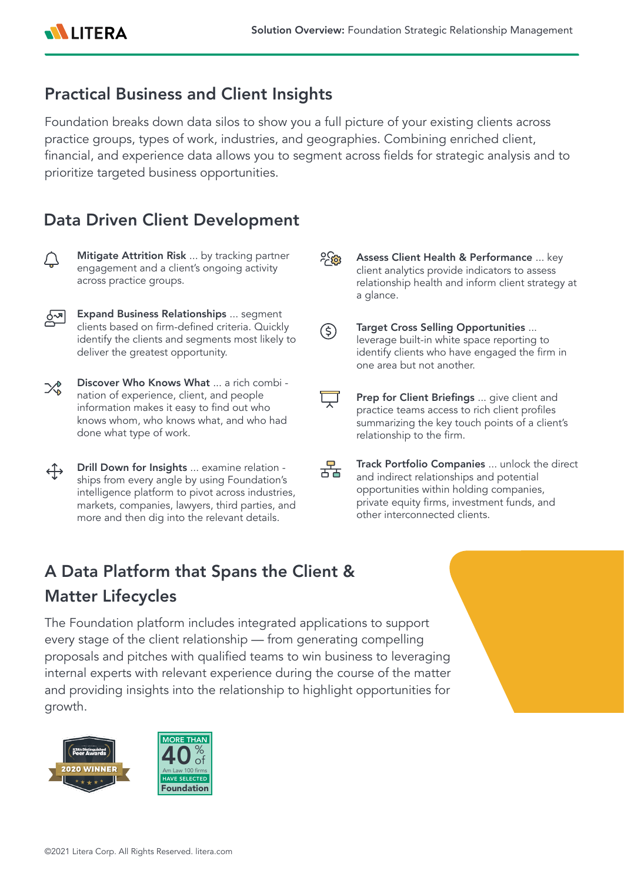## Practical Business and Client Insights

Foundation breaks down data silos to show you a full picture of your existing clients across practice groups, types of work, industries, and geographies. Combining enriched client, financial, and experience data allows you to segment across fields for strategic analysis and to prioritize targeted business opportunities.

## Data Driven Client Development

**Mitigate Attrition Risk** ... by tracking partner engagement and a client's ongoing activity across practice groups.

**Expand Business Relationships** ... segment clients based on firm-defined criteria. Quickly identify the clients and segments most likely to deliver the greatest opportunity.

**Discover Who Knows What** ... a rich combination of experience, client, and people information makes it easy to find out who knows whom, who knows what, and who had done what type of work.

**Drill Down for Insights** ... examine relationships from every angle by using Foundation's intelligence platform to pivot across industries, markets, companies, lawyers, third parties, and more and then dig into the relevant details.

**Assess Client Health & Performance** ... key client analytics provide indicators to assess relationship health and inform client strategy at a glance.

**Target Cross Selling Opportunities** ... leverage built-in white space reporting to identify clients who have engaged the firm in one area but not another.

**Prep for Client Briefings** ... give client and practice teams access to rich client profiles summarizing the key touch points of a client's relationship to the firm.

**Track Portfolio Companies** ... unlock the direct and indirect relationships and potential opportunities within holding companies, private equity firms, investment funds, and other interconnected clients.

## A Data Platform that Spans the Client & Matter Lifecycles

The Foundation platform includes integrated applications to support every stage of the client relationship — from generating compelling proposals and pitches with qualified teams to win business to leveraging internal experts with relevant experience during the course of the matter and providing insights into the relationship to highlight opportunities for growth.

ILTA's Distinguished Peer Awards 2020 WINNER

MORE THAN 40% of Am Law 100 firms HAVE SELECTED Foundation

©2021 Litera Corp. All Rights Reserved. litera.com